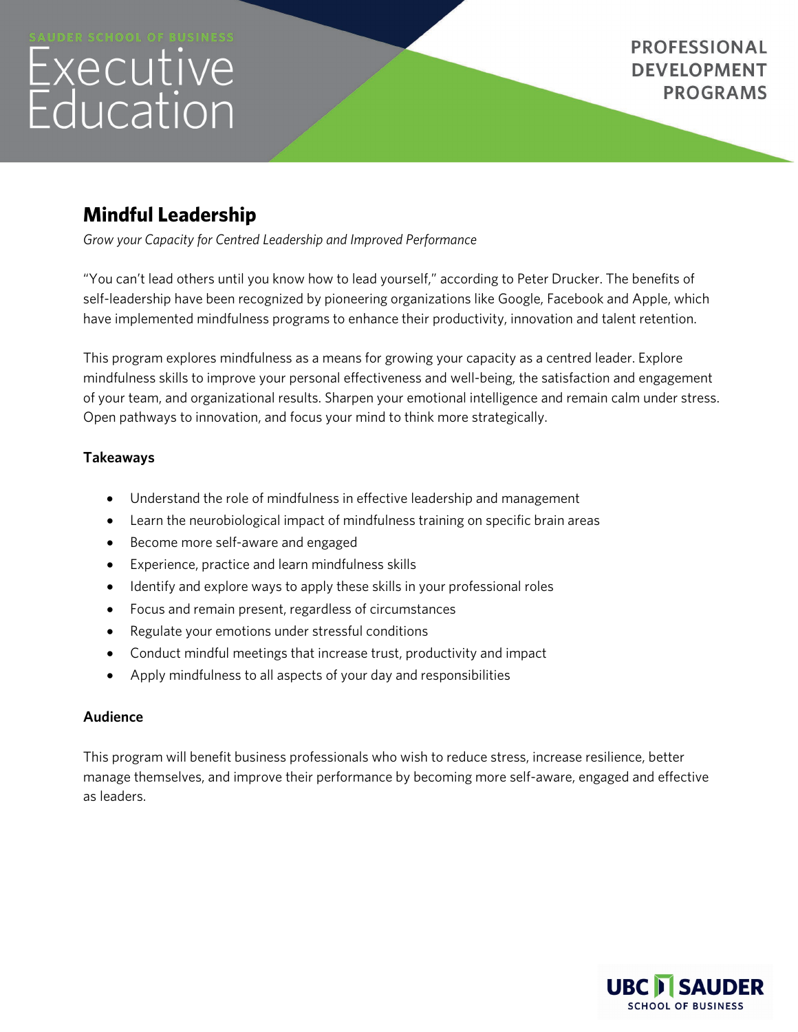SAUDER SCHOOL OF BUSINESS

Executive Education

PROFESSIONAL DEVELOPMENT PROGRAMS

# Mindful Leadership

*Grow your Capacity for Centred Leadership and Improved Performance*

"You can't lead others until you know how to lead yourself," according to Peter Drucker. The benefits of self-leadership have been recognized by pioneering organizations like Google, Facebook and Apple, which have implemented mindfulness programs to enhance their productivity, innovation and talent retention.

This program explores mindfulness as a means for growing your capacity as a centred leader. Explore mindfulness skills to improve your personal effectiveness and well-being, the satisfaction and engagement of your team, and organizational results. Sharpen your emotional intelligence and remain calm under stress. Open pathways to innovation, and focus your mind to think more strategically.

## Takeaways

- Understand the role of mindfulness in effective leadership and management
- Learn the neurobiological impact of mindfulness training on specific brain areas
- Become more self-aware and engaged
- Experience, practice and learn mindfulness skills
- Identify and explore ways to apply these skills in your professional roles
- Focus and remain present, regardless of circumstances
- Regulate your emotions under stressful conditions
- Conduct mindful meetings that increase trust, productivity and impact
- Apply mindfulness to all aspects of your day and responsibilities

## Audience

This program will benefit business professionals who wish to reduce stress, increase resilience, better manage themselves, and improve their performance by becoming more self-aware, engaged and effective as leaders.

UBC SAUDER SCHOOL OF BUSINESS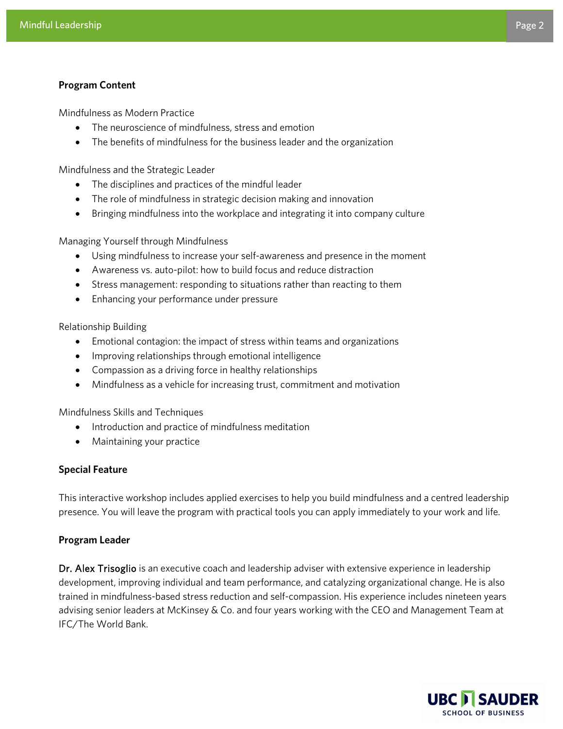## Program Content

Mindfulness as Modern Practice

- The neuroscience of mindfulness, stress and emotion
- The benefits of mindfulness for the business leader and the organization

Mindfulness and the Strategic Leader

- The disciplines and practices of the mindful leader
- The role of mindfulness in strategic decision making and innovation
- Bringing mindfulness into the workplace and integrating it into company culture

Managing Yourself through Mindfulness

- Using mindfulness to increase your self-awareness and presence in the moment
- Awareness vs. auto-pilot: how to build focus and reduce distraction
- Stress management: responding to situations rather than reacting to them
- Enhancing your performance under pressure

Relationship Building

- Emotional contagion: the impact of stress within teams and organizations
- Improving relationships through emotional intelligence
- Compassion as a driving force in healthy relationships
- Mindfulness as a vehicle for increasing trust, commitment and motivation

Mindfulness Skills and Techniques

- Introduction and practice of mindfulness meditation
- Maintaining your practice

## Special Feature

This interactive workshop includes applied exercises to help you build mindfulness and a centred leadership presence. You will leave the program with practical tools you can apply immediately to your work and life.

## Program Leader

Dr. Alex Trisoglio is an executive coach and leadership adviser with extensive experience in leadership development, improving individual and team performance, and catalyzing organizational change. He is also trained in mindfulness-based stress reduction and self-compassion. His experience includes nineteen years advising senior leaders at McKinsey & Co. and four years working with the CEO and Management Team at IFC/The World Bank.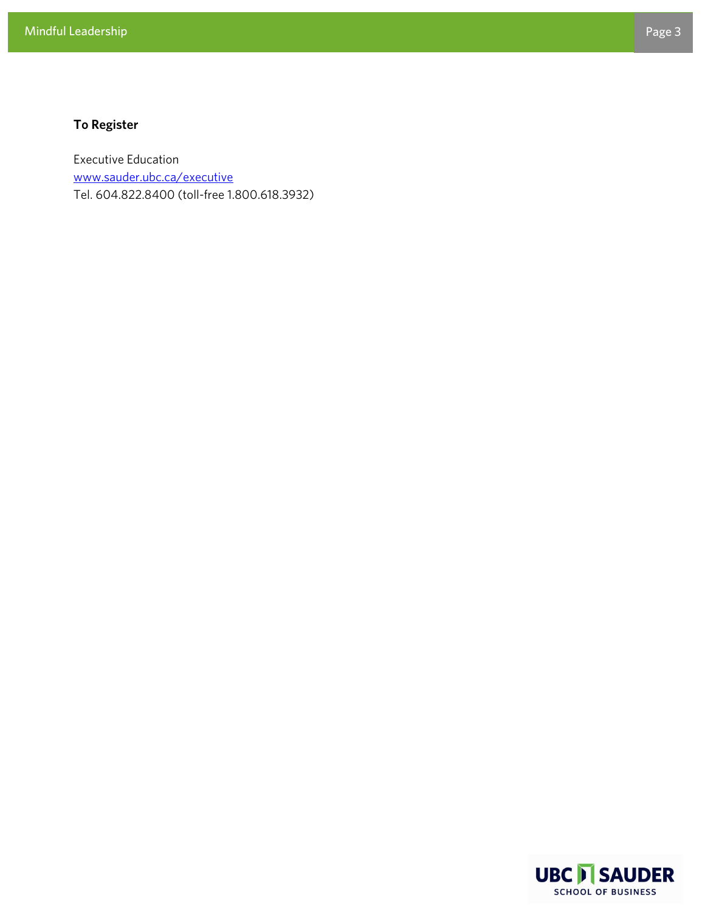**To Register**

Executive Education
www.sauder.ubc.ca/executive
Tel. 604.822.8400 (toll-free 1.800.618.3932)